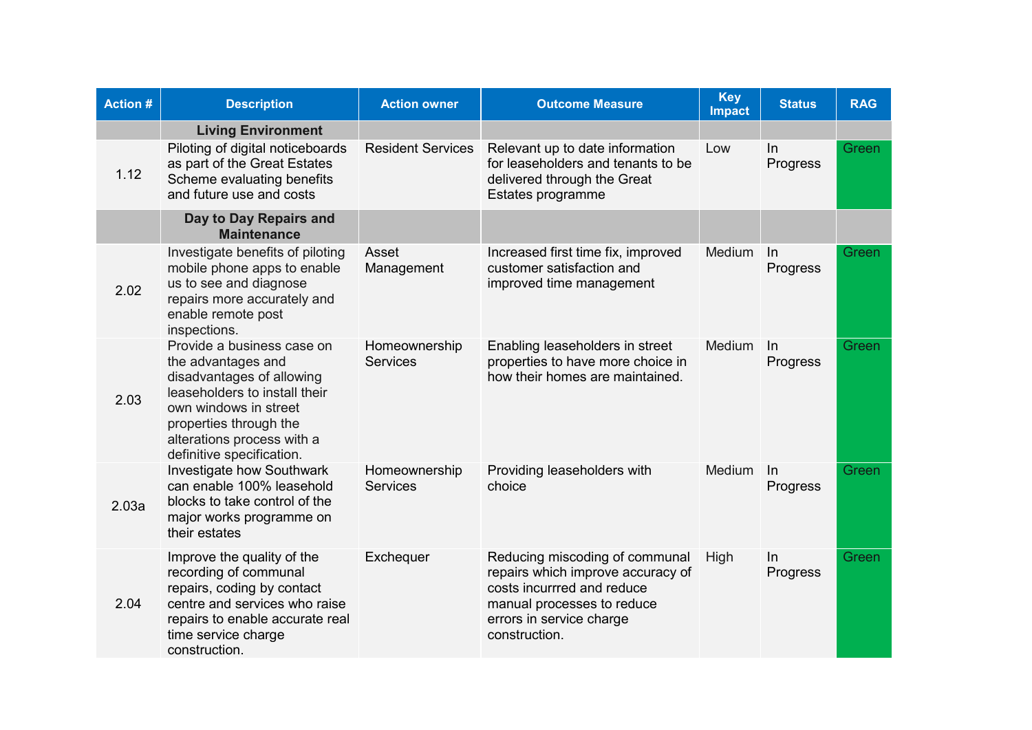| Action # | Description | Action owner | Outcome Measure | Key Impact | Status | RAG |
|---|---|---|---|---|---|---|
| | **Living Environment** | | | | | |
| 1.12 | Piloting of digital noticeboards as part of the Great Estates Scheme evaluating benefits and future use and costs | Resident Services | Relevant up to date information for leaseholders and tenants to be delivered through the Great Estates programme | Low | In Progress | Green |
| | **Day to Day Repairs and Maintenance** | | | | | |
| 2.02 | Investigate benefits of piloting mobile phone apps to enable us to see and diagnose repairs more accurately and enable remote post inspections. | Asset Management | Increased first time fix, improved customer satisfaction and improved time management | Medium | In Progress | Green |
| 2.03 | Provide a business case on the advantages and disadvantages of allowing leaseholders to install their own windows in street properties through the alterations process with a definitive specification. | Homeownership Services | Enabling leaseholders in street properties to have more choice in how their homes are maintained. | Medium | In Progress | Green |
| 2.03a | Investigate how Southwark can enable 100% leasehold blocks to take control of the major works programme on their estates | Homeownership Services | Providing leaseholders with choice | Medium | In Progress | Green |
| 2.04 | Improve the quality of the recording of communal repairs, coding by contact centre and services who raise repairs to enable accurate real time service charge construction. | Exchequer | Reducing miscoding of communal repairs which improve accuracy of costs incurrred and reduce manual processes to reduce errors in service charge construction. | High | In Progress | Green |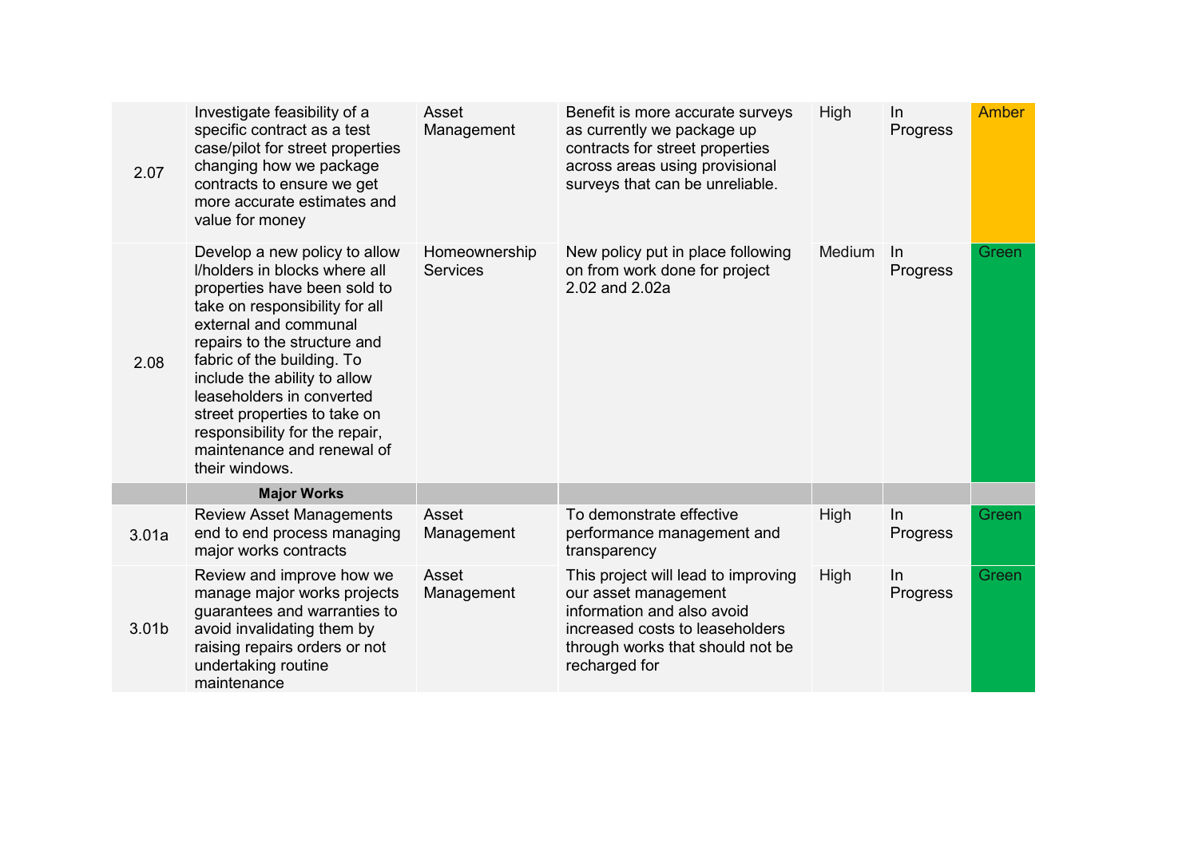| | | | | | | |
|---|---|---|---|---|---|---|
| 2.07 | Investigate feasibility of a specific contract as a test case/pilot for street properties changing how we package contracts to ensure we get more accurate estimates and value for money | Asset Management | Benefit is more accurate surveys as currently we package up contracts for street properties across areas using provisional surveys that can be unreliable. | High | In Progress | Amber |
| 2.08 | Develop a new policy to allow l/holders in blocks where all properties have been sold to take on responsibility for all external and communal repairs to the structure and fabric of the building. To include the ability to allow leaseholders in converted street properties to take on responsibility for the repair, maintenance and renewal of their windows. | Homeownership Services | New policy put in place following on from work done for project 2.02 and 2.02a | Medium | In Progress | Green |
| | **Major Works** | | | | | |
| 3.01a | Review Asset Managements end to end process managing major works contracts | Asset Management | To demonstrate effective performance management and transparency | High | In Progress | Green |
| 3.01b | Review and improve how we manage major works projects guarantees and warranties to avoid invalidating them by raising repairs orders or not undertaking routine maintenance | Asset Management | This project will lead to improving our asset management information and also avoid increased costs to leaseholders through works that should not be recharged for | High | In Progress | Green |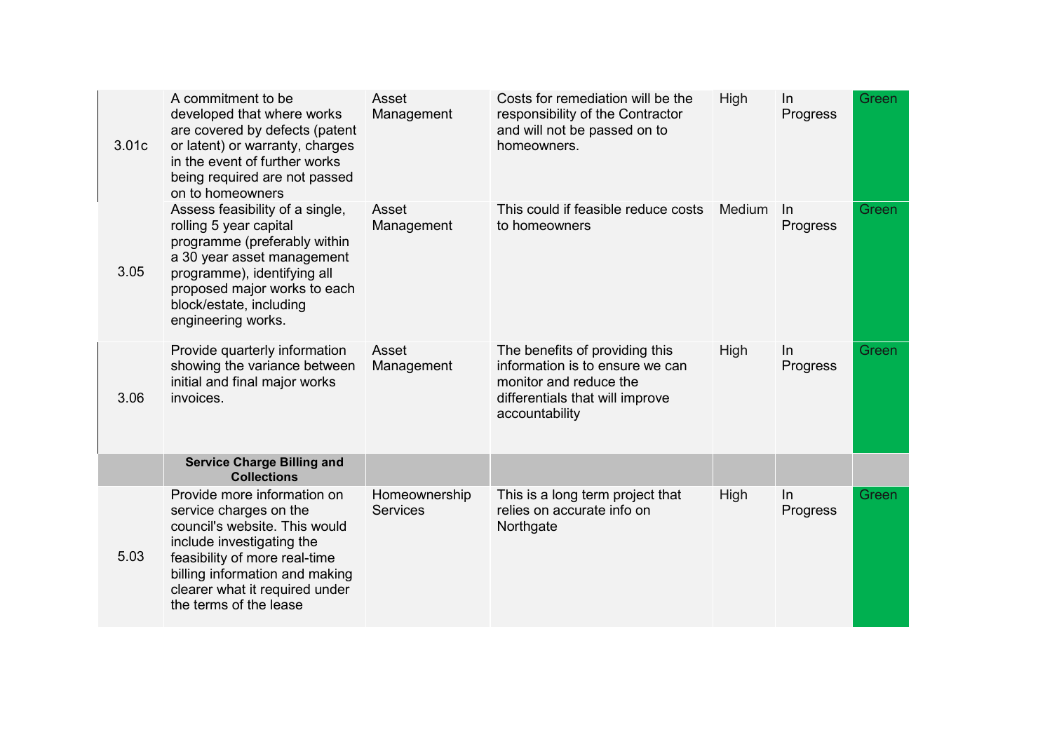| | | | | | | |
|---|---|---|---|---|---|---|
| 3.01c | A commitment to be developed that where works are covered by defects (patent or latent) or warranty, charges in the event of further works being required are not passed on to homeowners | Asset Management | Costs for remediation will be the responsibility of the Contractor and will not be passed on to homeowners. | High | In Progress | Green |
| 3.05 | Assess feasibility of a single, rolling 5 year capital programme (preferably within a 30 year asset management programme), identifying all proposed major works to each block/estate, including engineering works. | Asset Management | This could if feasible reduce costs to homeowners | Medium | In Progress | Green |
| 3.06 | Provide quarterly information showing the variance between initial and final major works invoices. | Asset Management | The benefits of providing this information is to ensure we can monitor and reduce the differentials that will improve accountability | High | In Progress | Green |
| | **Service Charge Billing and Collections** | | | | | |
| 5.03 | Provide more information on service charges on the council's website. This would include investigating the feasibility of more real-time billing information and making clearer what it required under the terms of the lease | Homeownership Services | This is a long term project that relies on accurate info on Northgate | High | In Progress | Green |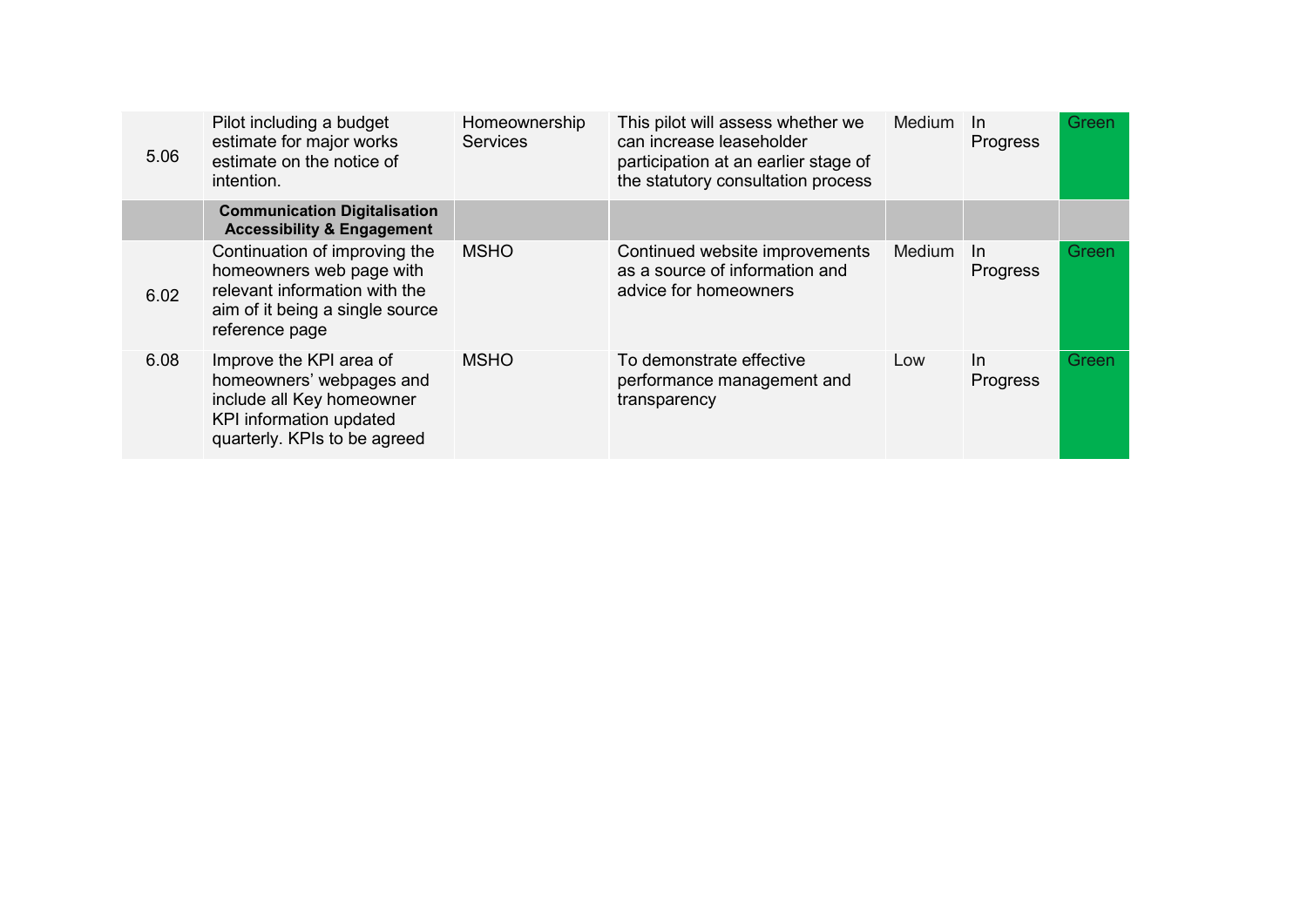| | | | | | | |
|---|---|---|---|---|---|---|
| 5.06 | Pilot including a budget estimate for major works estimate on the notice of intention. | Homeownership Services | This pilot will assess whether we can increase leaseholder participation at an earlier stage of the statutory consultation process | Medium | In Progress | Green |
| | **Communication Digitalisation Accessibility & Engagement** | | | | | |
| 6.02 | Continuation of improving the homeowners web page with relevant information with the aim of it being a single source reference page | MSHO | Continued website improvements as a source of information and advice for homeowners | Medium | In Progress | Green |
| 6.08 | Improve the KPI area of homeowners' webpages and include all Key homeowner KPI information updated quarterly. KPIs to be agreed | MSHO | To demonstrate effective performance management and transparency | Low | In Progress | Green |